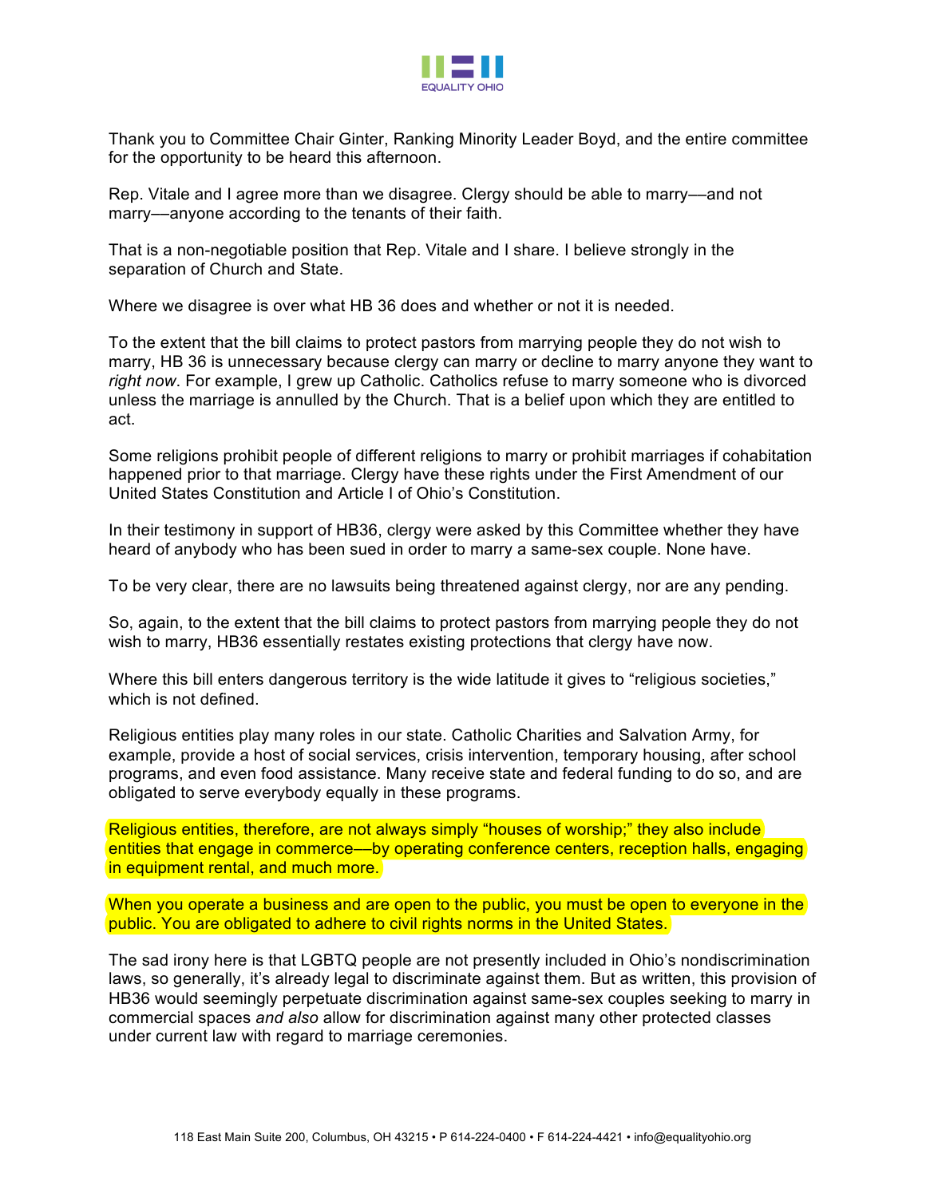Thank you to Committee Chair Ginter, Ranking Minority Leader Boyd, and the entire committee for the opportunity to be heard this afternoon.

Rep. Vitale and I agree more than we disagree. Clergy should be able to marry—and not marry—anyone according to the tenants of their faith.

That is a non-negotiable position that Rep. Vitale and I share. I believe strongly in the separation of Church and State.

Where we disagree is over what HB 36 does and whether or not it is needed.

To the extent that the bill claims to protect pastors from marrying people they do not wish to marry, HB 36 is unnecessary because clergy can marry or decline to marry anyone they want to *right now*. For example, I grew up Catholic. Catholics refuse to marry someone who is divorced unless the marriage is annulled by the Church. That is a belief upon which they are entitled to act.

Some religions prohibit people of different religions to marry or prohibit marriages if cohabitation happened prior to that marriage. Clergy have these rights under the First Amendment of our United States Constitution and Article I of Ohio's Constitution.

In their testimony in support of HB36, clergy were asked by this Committee whether they have heard of anybody who has been sued in order to marry a same-sex couple. None have.

To be very clear, there are no lawsuits being threatened against clergy, nor are any pending.

So, again, to the extent that the bill claims to protect pastors from marrying people they do not wish to marry, HB36 essentially restates existing protections that clergy have now.

Where this bill enters dangerous territory is the wide latitude it gives to "religious societies," which is not defined.

Religious entities play many roles in our state. Catholic Charities and Salvation Army, for example, provide a host of social services, crisis intervention, temporary housing, after school programs, and even food assistance. Many receive state and federal funding to do so, and are obligated to serve everybody equally in these programs.

Religious entities, therefore, are not always simply "houses of worship;" they also include entities that engage in commerce—by operating conference centers, reception halls, engaging in equipment rental, and much more.

When you operate a business and are open to the public, you must be open to everyone in the public. You are obligated to adhere to civil rights norms in the United States.

The sad irony here is that LGBTQ people are not presently included in Ohio's nondiscrimination laws, so generally, it's already legal to discriminate against them. But as written, this provision of HB36 would seemingly perpetuate discrimination against same-sex couples seeking to marry in commercial spaces *and also* allow for discrimination against many other protected classes under current law with regard to marriage ceremonies.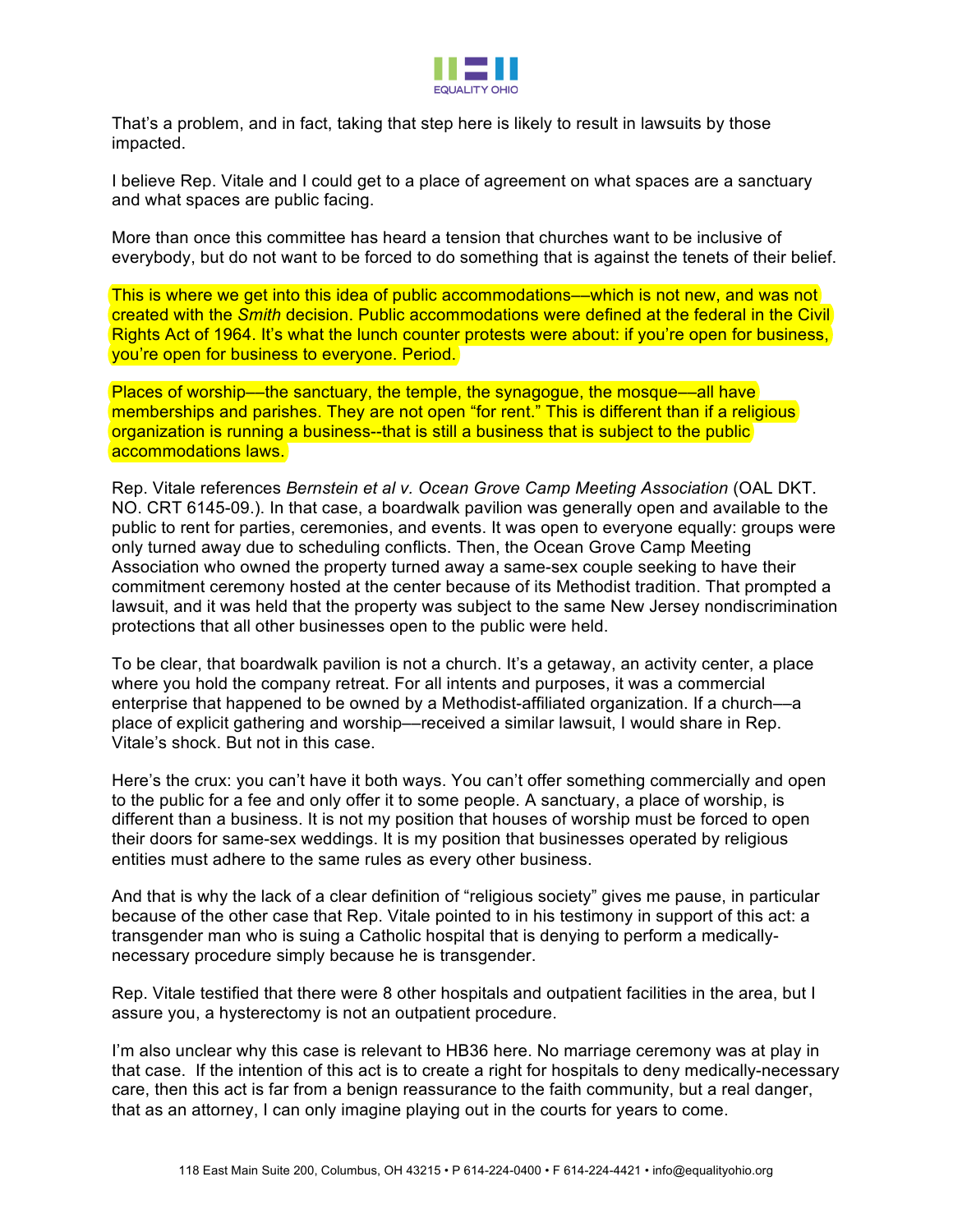That's a problem, and in fact, taking that step here is likely to result in lawsuits by those impacted.

I believe Rep. Vitale and I could get to a place of agreement on what spaces are a sanctuary and what spaces are public facing.

More than once this committee has heard a tension that churches want to be inclusive of everybody, but do not want to be forced to do something that is against the tenets of their belief.

This is where we get into this idea of public accommodations––which is not new, and was not created with the *Smith* decision. Public accommodations were defined at the federal in the Civil Rights Act of 1964. It's what the lunch counter protests were about: if you're open for business, you're open for business to everyone. Period.

Places of worship––the sanctuary, the temple, the synagogue, the mosque––all have memberships and parishes. They are not open "for rent." This is different than if a religious organization is running a business--that is still a business that is subject to the public accommodations laws.

Rep. Vitale references *Bernstein et al v. Ocean Grove Camp Meeting Association* (OAL DKT. NO. CRT 6145-09.). In that case, a boardwalk pavilion was generally open and available to the public to rent for parties, ceremonies, and events. It was open to everyone equally: groups were only turned away due to scheduling conflicts. Then, the Ocean Grove Camp Meeting Association who owned the property turned away a same-sex couple seeking to have their commitment ceremony hosted at the center because of its Methodist tradition. That prompted a lawsuit, and it was held that the property was subject to the same New Jersey nondiscrimination protections that all other businesses open to the public were held.

To be clear, that boardwalk pavilion is not a church. It's a getaway, an activity center, a place where you hold the company retreat. For all intents and purposes, it was a commercial enterprise that happened to be owned by a Methodist-affiliated organization. If a church––a place of explicit gathering and worship––received a similar lawsuit, I would share in Rep. Vitale's shock. But not in this case.

Here's the crux: you can't have it both ways. You can't offer something commercially and open to the public for a fee and only offer it to some people. A sanctuary, a place of worship, is different than a business. It is not my position that houses of worship must be forced to open their doors for same-sex weddings. It is my position that businesses operated by religious entities must adhere to the same rules as every other business.

And that is why the lack of a clear definition of "religious society" gives me pause, in particular because of the other case that Rep. Vitale pointed to in his testimony in support of this act: a transgender man who is suing a Catholic hospital that is denying to perform a medically-necessary procedure simply because he is transgender.

Rep. Vitale testified that there were 8 other hospitals and outpatient facilities in the area, but I assure you, a hysterectomy is not an outpatient procedure.

I'm also unclear why this case is relevant to HB36 here. No marriage ceremony was at play in that case. If the intention of this act is to create a right for hospitals to deny medically-necessary care, then this act is far from a benign reassurance to the faith community, but a real danger, that as an attorney, I can only imagine playing out in the courts for years to come.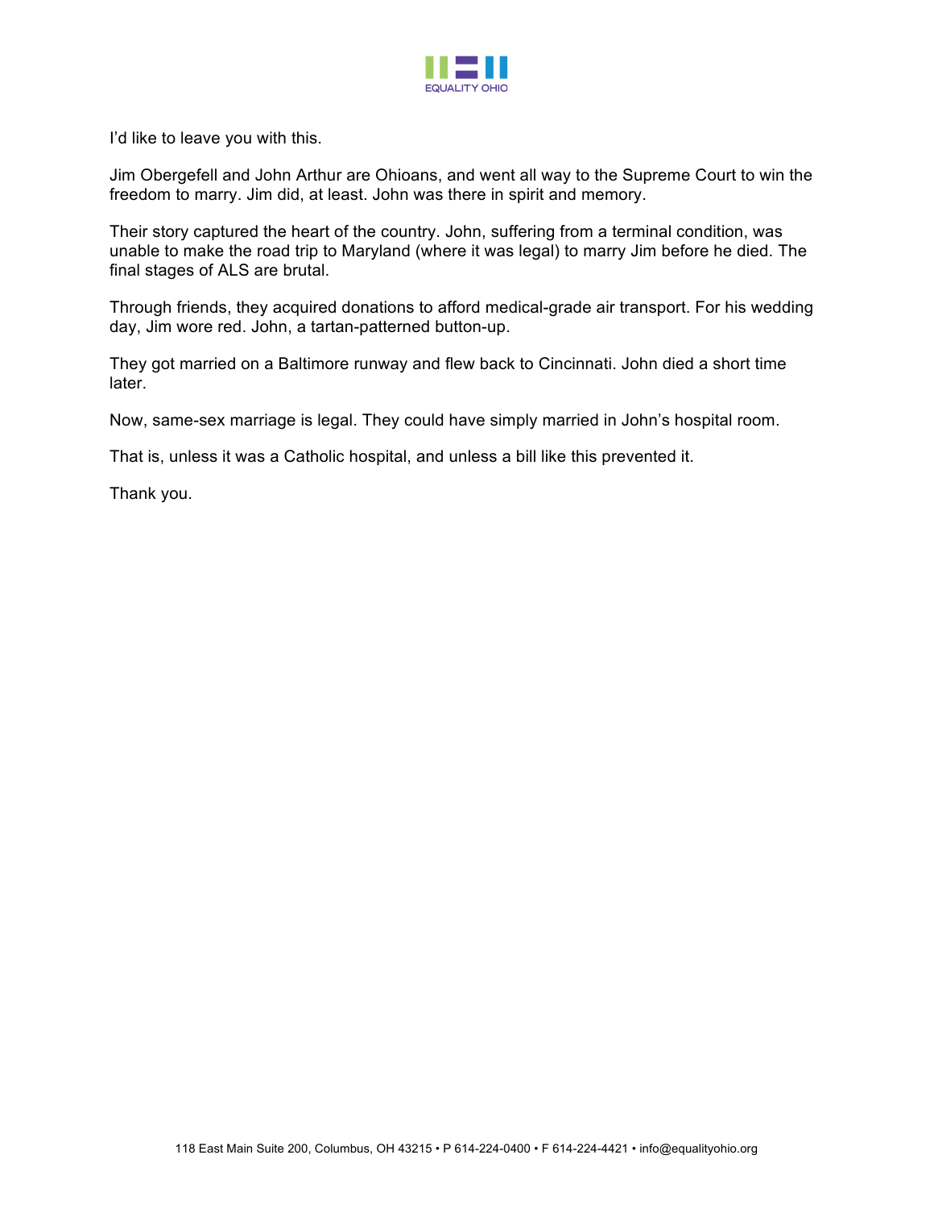I'd like to leave you with this.

Jim Obergefell and John Arthur are Ohioans, and went all way to the Supreme Court to win the freedom to marry. Jim did, at least. John was there in spirit and memory.

Their story captured the heart of the country. John, suffering from a terminal condition, was unable to make the road trip to Maryland (where it was legal) to marry Jim before he died. The final stages of ALS are brutal.

Through friends, they acquired donations to afford medical-grade air transport. For his wedding day, Jim wore red. John, a tartan-patterned button-up.

They got married on a Baltimore runway and flew back to Cincinnati. John died a short time later.

Now, same-sex marriage is legal. They could have simply married in John's hospital room.

That is, unless it was a Catholic hospital, and unless a bill like this prevented it.

Thank you.